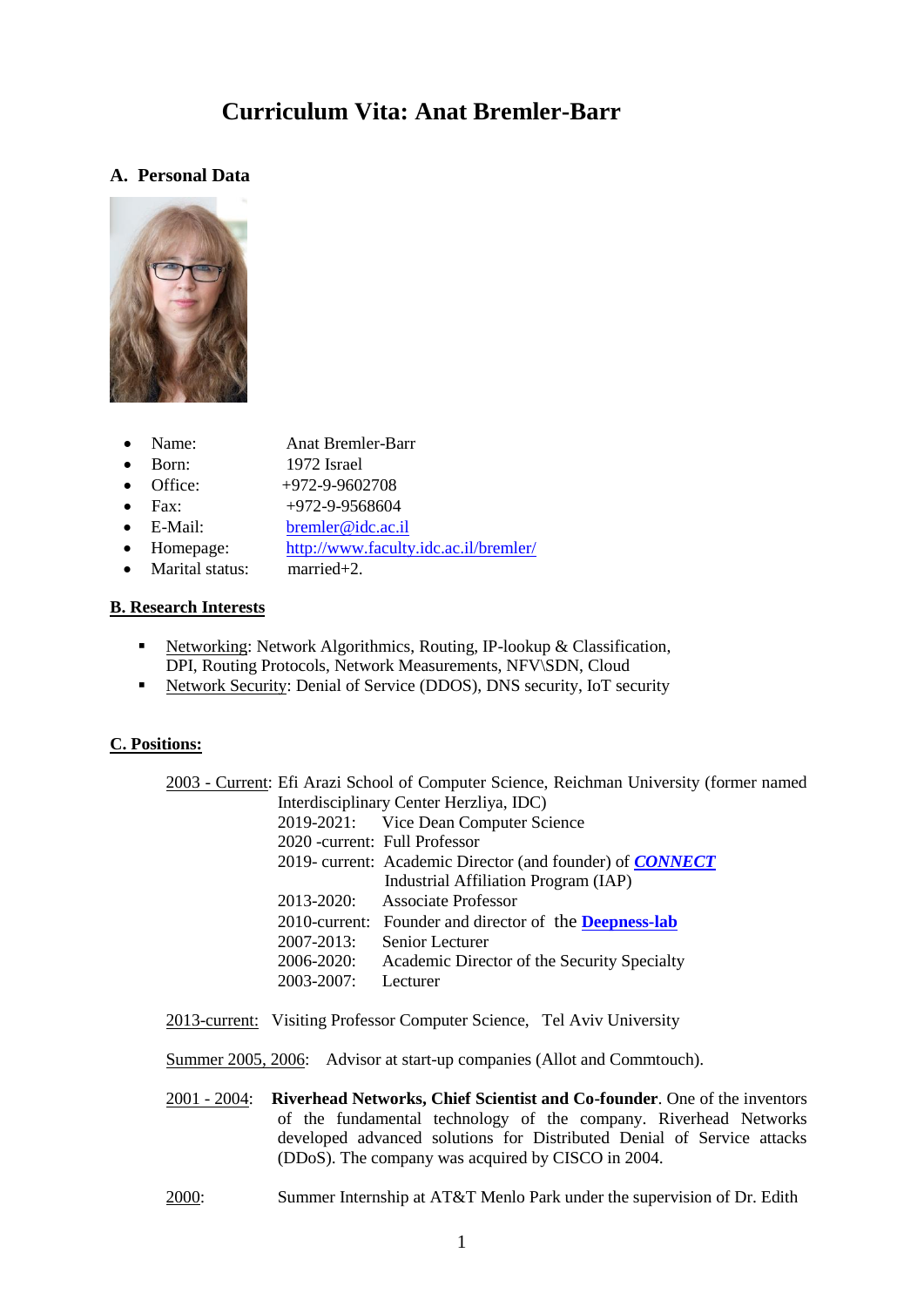# Curriculum Vita: Anat Bremler-Barr

## A. Personal Data

- Name: Anat Bremler-Barr
- Born: 1972 Israel
- Office: +972-9-9602708
- Fax: +972-9-9568604
- E-Mail: bremler@idc.ac.il
- Homepage: http://www.faculty.idc.ac.il/bremler/
- Marital status: married+2.

## B. Research Interests

- Networking: Network Algorithmics, Routing, IP-lookup & Classification, DPI, Routing Protocols, Network Measurements, NFV\SDN, Cloud
- Network Security: Denial of Service (DDOS), DNS security, IoT security

## C. Positions:

2003 - Current: Efi Arazi School of Computer Science, Reichman University (former named Interdisciplinary Center Herzliya, IDC)

- 2019-2021: Vice Dean Computer Science
- 2020 -current: Full Professor
- 2019- current: Academic Director (and founder) of ***CONNECT*** Industrial Affiliation Program (IAP)
- 2013-2020: Associate Professor
- 2010-current: Founder and director of the **Deepness-lab**
- 2007-2013: Senior Lecturer
- 2006-2020: Academic Director of the Security Specialty
- 2003-2007: Lecturer

2013-current: Visiting Professor Computer Science, Tel Aviv University

Summer 2005, 2006: Advisor at start-up companies (Allot and Commtouch).

2001 - 2004: **Riverhead Networks, Chief Scientist and Co-founder**. One of the inventors of the fundamental technology of the company. Riverhead Networks developed advanced solutions for Distributed Denial of Service attacks (DDoS). The company was acquired by CISCO in 2004.

2000: Summer Internship at AT&T Menlo Park under the supervision of Dr. Edith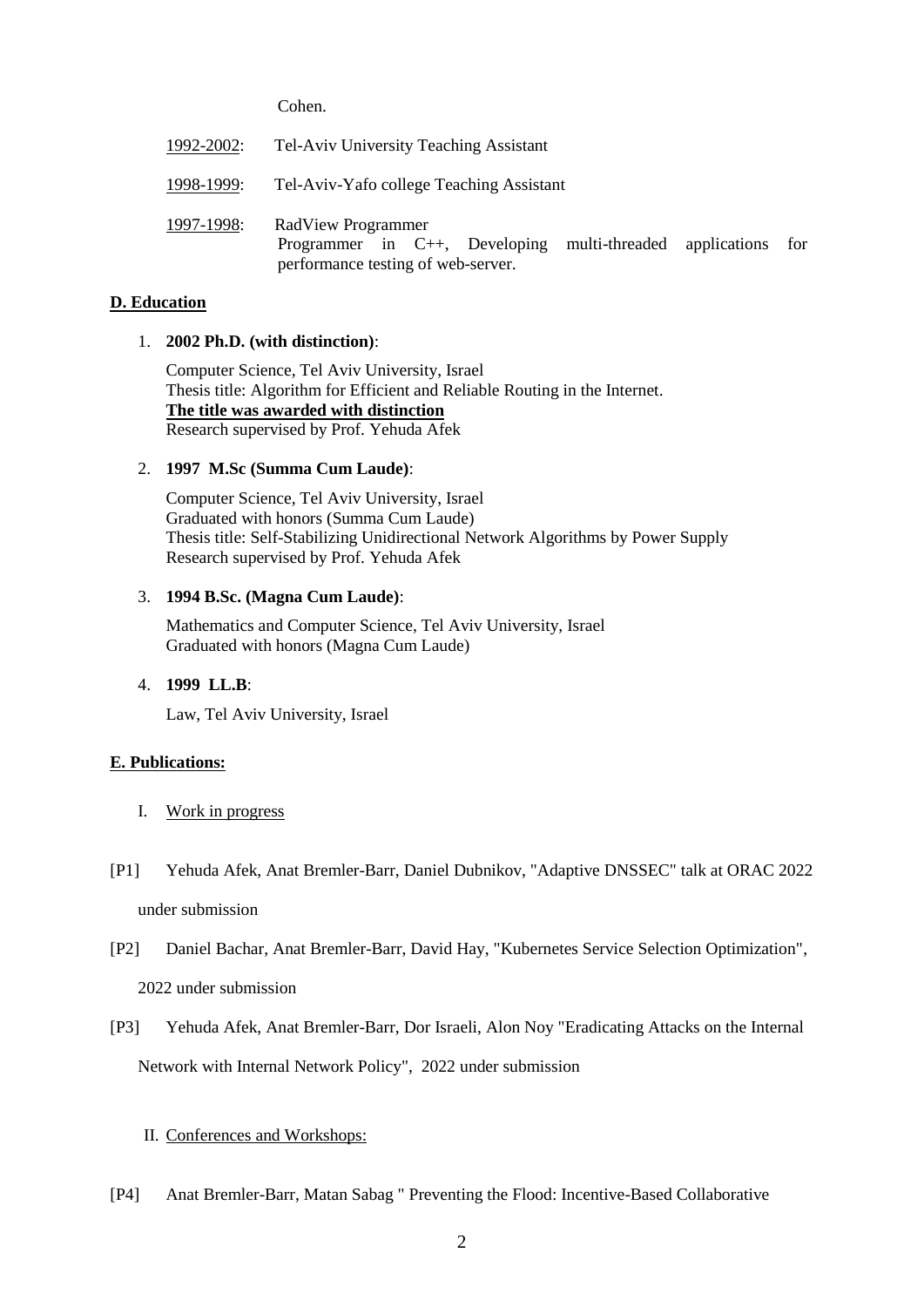Cohen.

<u>1992-2002</u>: Tel-Aviv University Teaching Assistant

<u>1998-1999</u>: Tel-Aviv-Yafo college Teaching Assistant

<u>1997-1998</u>: RadView Programmer
Programmer in C++, Developing multi-threaded applications for performance testing of web-server.

## **D. Education**

1. **2002 Ph.D. (with distinction)**:

   Computer Science, Tel Aviv University, Israel
   Thesis title: Algorithm for Efficient and Reliable Routing in the Internet.
   **<u>The title was awarded with distinction</u>**
   Research supervised by Prof. Yehuda Afek

2. **1997 M.Sc (Summa Cum Laude)**:

   Computer Science, Tel Aviv University, Israel
   Graduated with honors (Summa Cum Laude)
   Thesis title: Self-Stabilizing Unidirectional Network Algorithms by Power Supply
   Research supervised by Prof. Yehuda Afek

3. **1994 B.Sc. (Magna Cum Laude)**:

   Mathematics and Computer Science, Tel Aviv University, Israel
   Graduated with honors (Magna Cum Laude)

4. **1999 LL.B**:

   Law, Tel Aviv University, Israel

## **E. Publications:**

I. <u>Work in progress</u>

[P1] Yehuda Afek, Anat Bremler-Barr, Daniel Dubnikov, "Adaptive DNSSEC" talk at ORAC 2022 under submission

[P2] Daniel Bachar, Anat Bremler-Barr, David Hay, "Kubernetes Service Selection Optimization", 2022 under submission

[P3] Yehuda Afek, Anat Bremler-Barr, Dor Israeli, Alon Noy "Eradicating Attacks on the Internal Network with Internal Network Policy", 2022 under submission

II. <u>Conferences and Workshops:</u>

[P4] Anat Bremler-Barr, Matan Sabag " Preventing the Flood: Incentive-Based Collaborative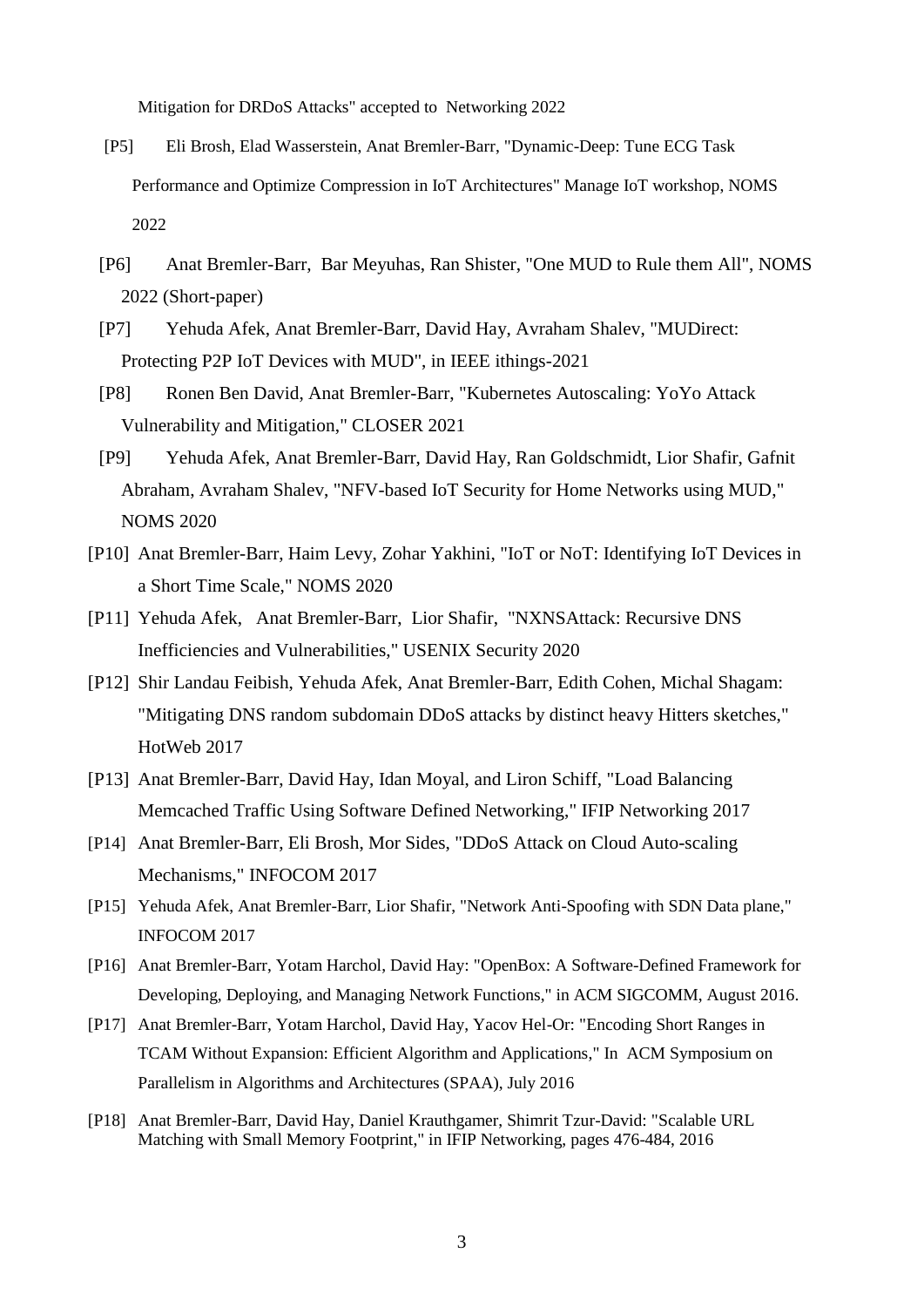Mitigation for DRDoS Attacks" accepted to Networking 2022

[P5] Eli Brosh, Elad Wasserstein, Anat Bremler-Barr, "Dynamic-Deep: Tune ECG Task Performance and Optimize Compression in IoT Architectures" Manage IoT workshop, NOMS 2022

[P6] Anat Bremler-Barr, Bar Meyuhas, Ran Shister, "One MUD to Rule them All", NOMS 2022 (Short-paper)

[P7] Yehuda Afek, Anat Bremler-Barr, David Hay, Avraham Shalev, "MUDirect: Protecting P2P IoT Devices with MUD", in IEEE ithings-2021

[P8] Ronen Ben David, Anat Bremler-Barr, "Kubernetes Autoscaling: YoYo Attack Vulnerability and Mitigation," CLOSER 2021

[P9] Yehuda Afek, Anat Bremler-Barr, David Hay, Ran Goldschmidt, Lior Shafir, Gafnit Abraham, Avraham Shalev, "NFV-based IoT Security for Home Networks using MUD," NOMS 2020

[P10] Anat Bremler-Barr, Haim Levy, Zohar Yakhini, "IoT or NoT: Identifying IoT Devices in a Short Time Scale," NOMS 2020

[P11] Yehuda Afek, Anat Bremler-Barr, Lior Shafir, "NXNSAttack: Recursive DNS Inefficiencies and Vulnerabilities," USENIX Security 2020

[P12] Shir Landau Feibish, Yehuda Afek, Anat Bremler-Barr, Edith Cohen, Michal Shagam: "Mitigating DNS random subdomain DDoS attacks by distinct heavy Hitters sketches," HotWeb 2017

[P13] Anat Bremler-Barr, David Hay, Idan Moyal, and Liron Schiff, "Load Balancing Memcached Traffic Using Software Defined Networking," IFIP Networking 2017

[P14] Anat Bremler-Barr, Eli Brosh, Mor Sides, "DDoS Attack on Cloud Auto-scaling Mechanisms," INFOCOM 2017

[P15] Yehuda Afek, Anat Bremler-Barr, Lior Shafir, "Network Anti-Spoofing with SDN Data plane," INFOCOM 2017

[P16] Anat Bremler-Barr, Yotam Harchol, David Hay: "OpenBox: A Software-Defined Framework for Developing, Deploying, and Managing Network Functions," in ACM SIGCOMM, August 2016.

[P17] Anat Bremler-Barr, Yotam Harchol, David Hay, Yacov Hel-Or: "Encoding Short Ranges in TCAM Without Expansion: Efficient Algorithm and Applications," In ACM Symposium on Parallelism in Algorithms and Architectures (SPAA), July 2016

[P18] Anat Bremler-Barr, David Hay, Daniel Krauthgamer, Shimrit Tzur-David: "Scalable URL Matching with Small Memory Footprint," in IFIP Networking, pages 476-484, 2016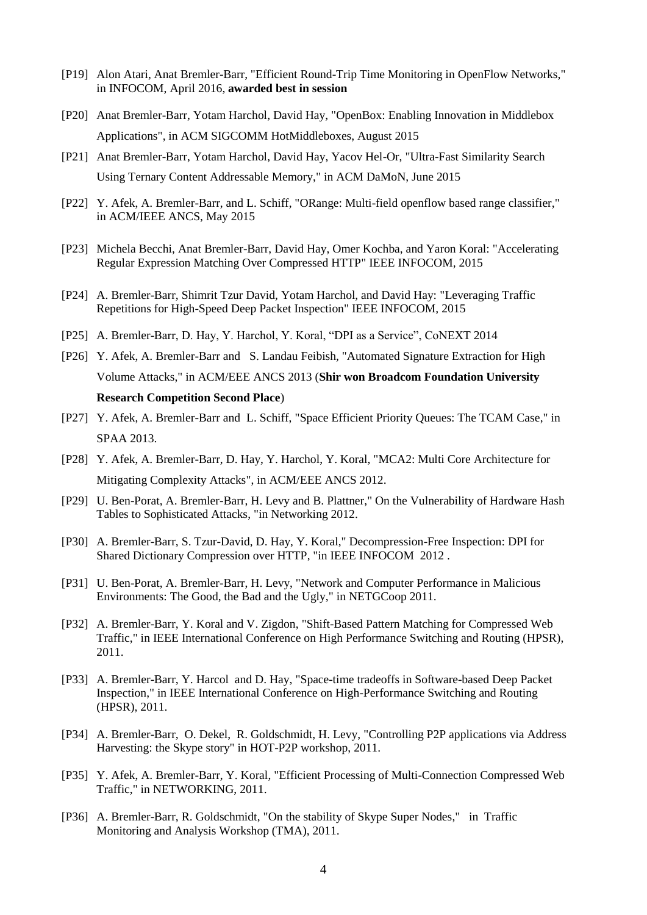[P19] Alon Atari, Anat Bremler-Barr, "Efficient Round-Trip Time Monitoring in OpenFlow Networks," in INFOCOM, April 2016, **awarded best in session**

[P20] Anat Bremler-Barr, Yotam Harchol, David Hay, "OpenBox: Enabling Innovation in Middlebox Applications", in ACM SIGCOMM HotMiddleboxes, August 2015

[P21] Anat Bremler-Barr, Yotam Harchol, David Hay, Yacov Hel-Or, "Ultra-Fast Similarity Search Using Ternary Content Addressable Memory," in ACM DaMoN, June 2015

[P22] Y. Afek, A. Bremler-Barr, and L. Schiff, "ORange: Multi-field openflow based range classifier," in ACM/IEEE ANCS, May 2015

[P23] Michela Becchi, Anat Bremler-Barr, David Hay, Omer Kochba, and Yaron Koral: "Accelerating Regular Expression Matching Over Compressed HTTP" IEEE INFOCOM, 2015

[P24] A. Bremler-Barr, Shimrit Tzur David, Yotam Harchol, and David Hay: "Leveraging Traffic Repetitions for High-Speed Deep Packet Inspection" IEEE INFOCOM, 2015

[P25] A. Bremler-Barr, D. Hay, Y. Harchol, Y. Koral, "DPI as a Service", CoNEXT 2014

[P26] Y. Afek, A. Bremler-Barr and S. Landau Feibish, "Automated Signature Extraction for High Volume Attacks," in ACM/EEE ANCS 2013 (**Shir won Broadcom Foundation University Research Competition Second Place**)

[P27] Y. Afek, A. Bremler-Barr and L. Schiff, "Space Efficient Priority Queues: The TCAM Case," in SPAA 2013.

[P28] Y. Afek, A. Bremler-Barr, D. Hay, Y. Harchol, Y. Koral, "MCA2: Multi Core Architecture for Mitigating Complexity Attacks", in ACM/EEE ANCS 2012.

[P29] U. Ben-Porat, A. Bremler-Barr, H. Levy and B. Plattner," On the Vulnerability of Hardware Hash Tables to Sophisticated Attacks, "in Networking 2012.

[P30] A. Bremler-Barr, S. Tzur-David, D. Hay, Y. Koral," Decompression-Free Inspection: DPI for Shared Dictionary Compression over HTTP, "in IEEE INFOCOM 2012 .

[P31] U. Ben-Porat, A. Bremler-Barr, H. Levy, "Network and Computer Performance in Malicious Environments: The Good, the Bad and the Ugly," in NETGCoop 2011.

[P32] A. Bremler-Barr, Y. Koral and V. Zigdon, "Shift-Based Pattern Matching for Compressed Web Traffic," in IEEE International Conference on High Performance Switching and Routing (HPSR), 2011.

[P33] A. Bremler-Barr, Y. Harcol and D. Hay, "Space-time tradeoffs in Software-based Deep Packet Inspection," in IEEE International Conference on High-Performance Switching and Routing (HPSR), 2011.

[P34] A. Bremler-Barr, O. Dekel, R. Goldschmidt, H. Levy, "Controlling P2P applications via Address Harvesting: the Skype story" in HOT-P2P workshop, 2011.

[P35] Y. Afek, A. Bremler-Barr, Y. Koral, "Efficient Processing of Multi-Connection Compressed Web Traffic," in NETWORKING, 2011.

[P36] A. Bremler-Barr, R. Goldschmidt, "On the stability of Skype Super Nodes," in Traffic Monitoring and Analysis Workshop (TMA), 2011.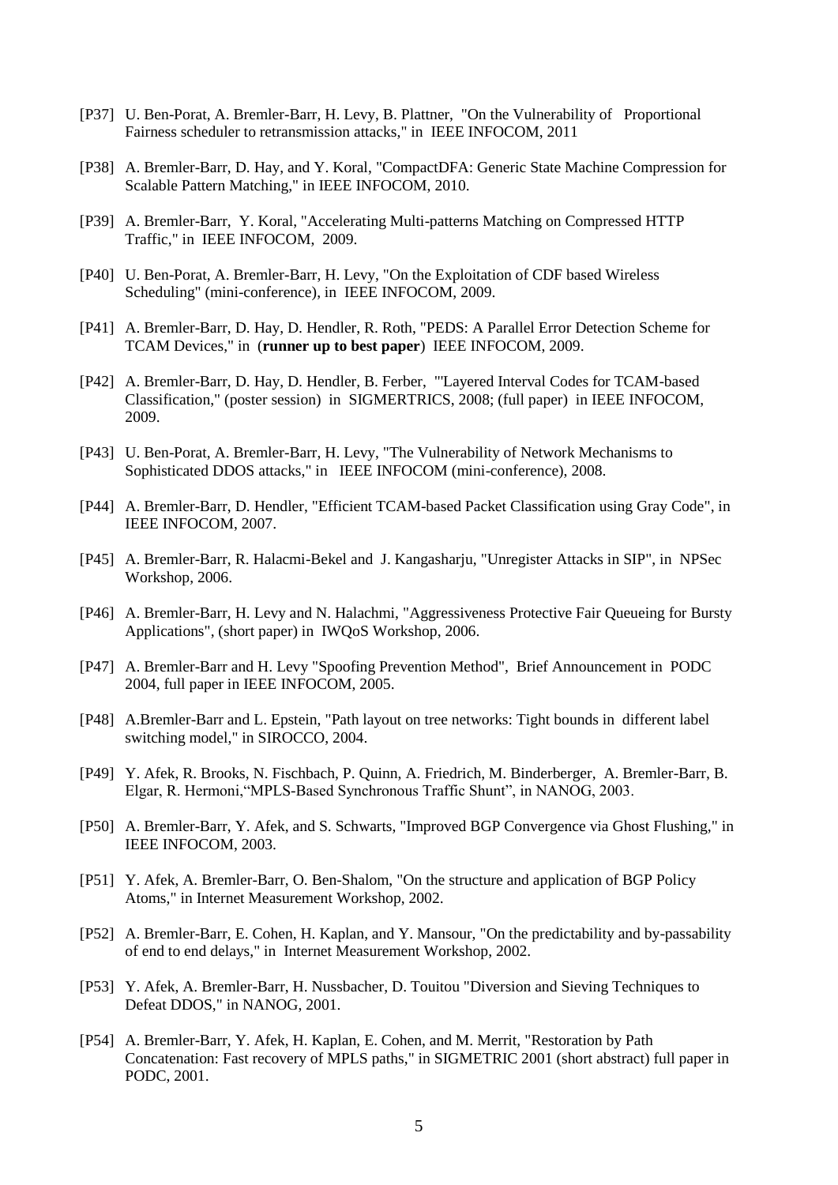[P37] U. Ben-Porat, A. Bremler-Barr, H. Levy, B. Plattner, "On the Vulnerability of Proportional Fairness scheduler to retransmission attacks," in IEEE INFOCOM, 2011

[P38] A. Bremler-Barr, D. Hay, and Y. Koral, "CompactDFA: Generic State Machine Compression for Scalable Pattern Matching," in IEEE INFOCOM, 2010.

[P39] A. Bremler-Barr, Y. Koral, "Accelerating Multi-patterns Matching on Compressed HTTP Traffic," in IEEE INFOCOM, 2009.

[P40] U. Ben-Porat, A. Bremler-Barr, H. Levy, "On the Exploitation of CDF based Wireless Scheduling" (mini-conference), in IEEE INFOCOM, 2009.

[P41] A. Bremler-Barr, D. Hay, D. Hendler, R. Roth, "PEDS: A Parallel Error Detection Scheme for TCAM Devices," in (**runner up to best paper**) IEEE INFOCOM, 2009.

[P42] A. Bremler-Barr, D. Hay, D. Hendler, B. Ferber, "'Layered Interval Codes for TCAM-based Classification," (poster session) in SIGMERTRICS, 2008; (full paper) in IEEE INFOCOM, 2009.

[P43] U. Ben-Porat, A. Bremler-Barr, H. Levy, "The Vulnerability of Network Mechanisms to Sophisticated DDOS attacks," in IEEE INFOCOM (mini-conference), 2008.

[P44] A. Bremler-Barr, D. Hendler, "Efficient TCAM-based Packet Classification using Gray Code", in IEEE INFOCOM, 2007.

[P45] A. Bremler-Barr, R. Halacmi-Bekel and J. Kangasharju, "Unregister Attacks in SIP", in NPSec Workshop, 2006.

[P46] A. Bremler-Barr, H. Levy and N. Halachmi, "Aggressiveness Protective Fair Queueing for Bursty Applications", (short paper) in IWQoS Workshop, 2006.

[P47] A. Bremler-Barr and H. Levy "Spoofing Prevention Method", Brief Announcement in PODC 2004, full paper in IEEE INFOCOM, 2005.

[P48] A.Bremler-Barr and L. Epstein, "Path layout on tree networks: Tight bounds in different label switching model," in SIROCCO, 2004.

[P49] Y. Afek, R. Brooks, N. Fischbach, P. Quinn, A. Friedrich, M. Binderberger, A. Bremler-Barr, B. Elgar, R. Hermoni,"MPLS-Based Synchronous Traffic Shunt", in NANOG, 2003.

[P50] A. Bremler-Barr, Y. Afek, and S. Schwarts, "Improved BGP Convergence via Ghost Flushing," in IEEE INFOCOM, 2003.

[P51] Y. Afek, A. Bremler-Barr, O. Ben-Shalom, "On the structure and application of BGP Policy Atoms," in Internet Measurement Workshop, 2002.

[P52] A. Bremler-Barr, E. Cohen, H. Kaplan, and Y. Mansour, "On the predictability and by-passability of end to end delays," in Internet Measurement Workshop, 2002.

[P53] Y. Afek, A. Bremler-Barr, H. Nussbacher, D. Touitou "Diversion and Sieving Techniques to Defeat DDOS," in NANOG, 2001.

[P54] A. Bremler-Barr, Y. Afek, H. Kaplan, E. Cohen, and M. Merrit, "Restoration by Path Concatenation: Fast recovery of MPLS paths," in SIGMETRIC 2001 (short abstract) full paper in PODC, 2001.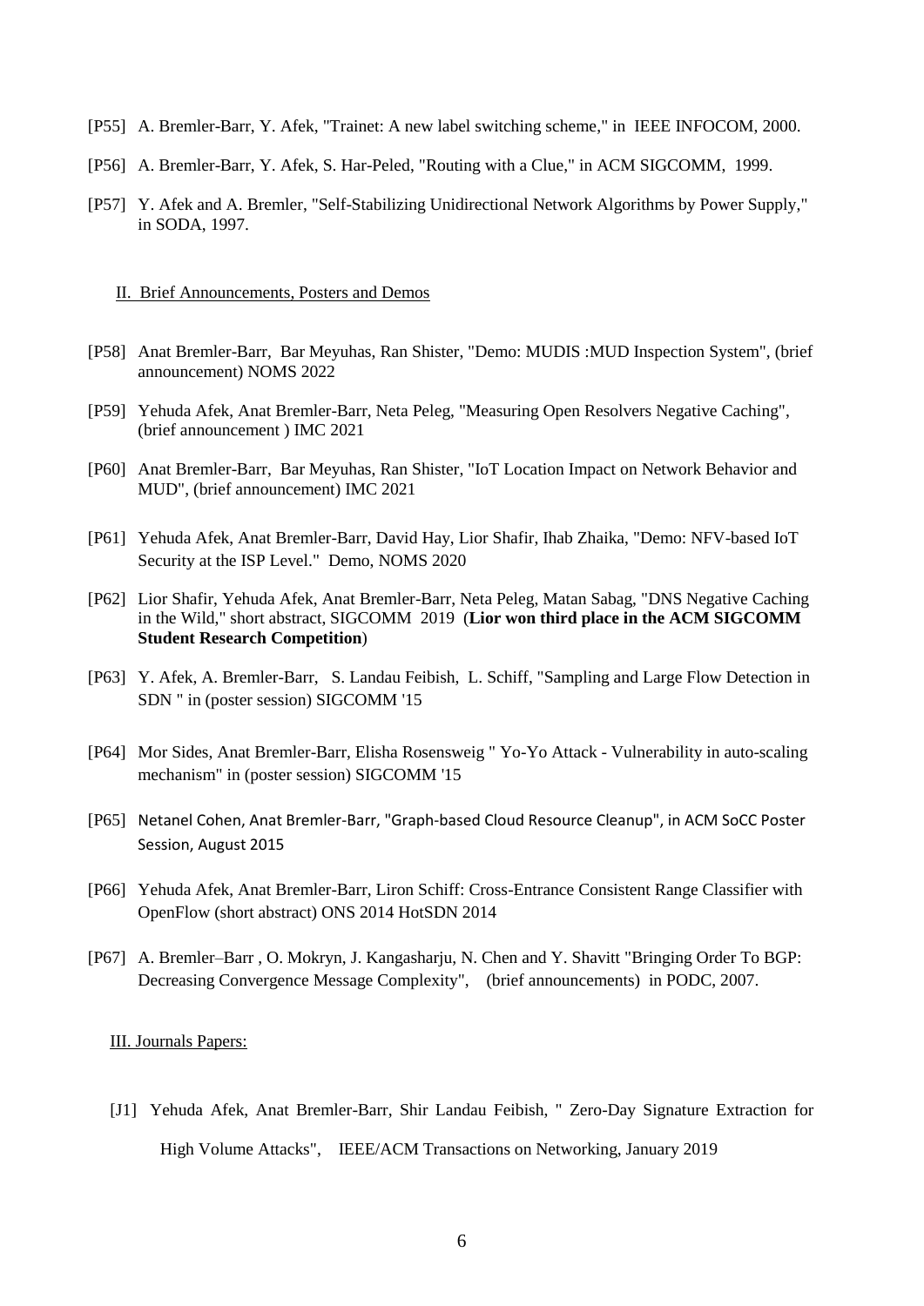[P55] A. Bremler-Barr, Y. Afek, "Trainet: A new label switching scheme," in IEEE INFOCOM, 2000.

[P56] A. Bremler-Barr, Y. Afek, S. Har-Peled, "Routing with a Clue," in ACM SIGCOMM, 1999.

[P57] Y. Afek and A. Bremler, "Self-Stabilizing Unidirectional Network Algorithms by Power Supply," in SODA, 1997.

## II. Brief Announcements, Posters and Demos

[P58] Anat Bremler-Barr, Bar Meyuhas, Ran Shister, "Demo: MUDIS :MUD Inspection System", (brief announcement) NOMS 2022

[P59] Yehuda Afek, Anat Bremler-Barr, Neta Peleg, "Measuring Open Resolvers Negative Caching", (brief announcement ) IMC 2021

[P60] Anat Bremler-Barr, Bar Meyuhas, Ran Shister, "IoT Location Impact on Network Behavior and MUD", (brief announcement) IMC 2021

[P61] Yehuda Afek, Anat Bremler-Barr, David Hay, Lior Shafir, Ihab Zhaika, "Demo: NFV-based IoT Security at the ISP Level." Demo, NOMS 2020

[P62] Lior Shafir, Yehuda Afek, Anat Bremler-Barr, Neta Peleg, Matan Sabag, "DNS Negative Caching in the Wild," short abstract, SIGCOMM 2019 (**Lior won third place in the ACM SIGCOMM Student Research Competition**)

[P63] Y. Afek, A. Bremler-Barr, S. Landau Feibish, L. Schiff, "Sampling and Large Flow Detection in SDN " in (poster session) SIGCOMM '15

[P64] Mor Sides, Anat Bremler-Barr, Elisha Rosensweig " Yo-Yo Attack - Vulnerability in auto-scaling mechanism" in (poster session) SIGCOMM '15

[P65] Netanel Cohen, Anat Bremler-Barr, "Graph-based Cloud Resource Cleanup", in ACM SoCC Poster Session, August 2015

[P66] Yehuda Afek, Anat Bremler-Barr, Liron Schiff: Cross-Entrance Consistent Range Classifier with OpenFlow (short abstract) ONS 2014 HotSDN 2014

[P67] A. Bremler–Barr , O. Mokryn, J. Kangasharju, N. Chen and Y. Shavitt "Bringing Order To BGP: Decreasing Convergence Message Complexity", (brief announcements) in PODC, 2007.

## III. Journals Papers:

[J1] Yehuda Afek, Anat Bremler-Barr, Shir Landau Feibish, " Zero-Day Signature Extraction for High Volume Attacks", IEEE/ACM Transactions on Networking, January 2019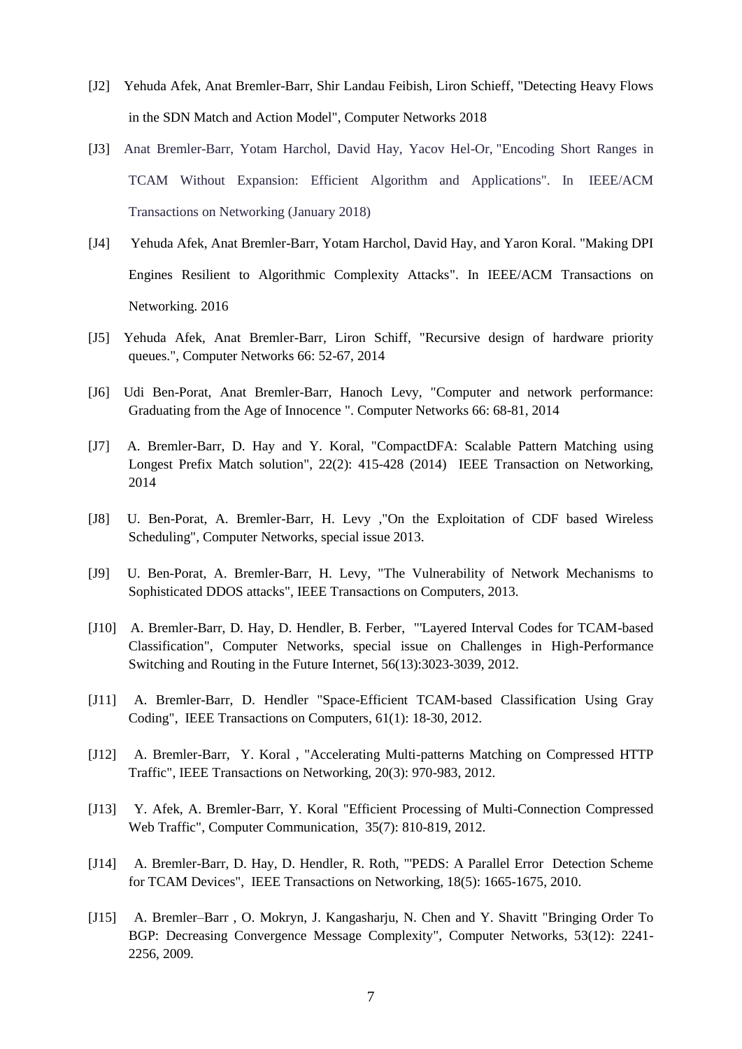[J2] Yehuda Afek, Anat Bremler-Barr, Shir Landau Feibish, Liron Schieff, "Detecting Heavy Flows in the SDN Match and Action Model", Computer Networks 2018

[J3] Anat Bremler-Barr, Yotam Harchol, David Hay, Yacov Hel-Or, "Encoding Short Ranges in TCAM Without Expansion: Efficient Algorithm and Applications". In IEEE/ACM Transactions on Networking (January 2018)

[J4] Yehuda Afek, Anat Bremler-Barr, Yotam Harchol, David Hay, and Yaron Koral. "Making DPI Engines Resilient to Algorithmic Complexity Attacks". In IEEE/ACM Transactions on Networking. 2016

[J5] Yehuda Afek, Anat Bremler-Barr, Liron Schiff, "Recursive design of hardware priority queues.", Computer Networks 66: 52-67, 2014

[J6] Udi Ben-Porat, Anat Bremler-Barr, Hanoch Levy, "Computer and network performance: Graduating from the Age of Innocence ". Computer Networks 66: 68-81, 2014

[J7] A. Bremler-Barr, D. Hay and Y. Koral, "CompactDFA: Scalable Pattern Matching using Longest Prefix Match solution", 22(2): 415-428 (2014) IEEE Transaction on Networking, 2014

[J8] U. Ben-Porat, A. Bremler-Barr, H. Levy ,"On the Exploitation of CDF based Wireless Scheduling", Computer Networks, special issue 2013.

[J9] U. Ben-Porat, A. Bremler-Barr, H. Levy, "The Vulnerability of Network Mechanisms to Sophisticated DDOS attacks", IEEE Transactions on Computers, 2013.

[J10] A. Bremler-Barr, D. Hay, D. Hendler, B. Ferber, "'Layered Interval Codes for TCAM-based Classification", Computer Networks, special issue on Challenges in High-Performance Switching and Routing in the Future Internet, 56(13):3023-3039, 2012.

[J11] A. Bremler-Barr, D. Hendler "Space-Efficient TCAM-based Classification Using Gray Coding", IEEE Transactions on Computers, 61(1): 18-30, 2012.

[J12] A. Bremler-Barr, Y. Koral , "Accelerating Multi-patterns Matching on Compressed HTTP Traffic", IEEE Transactions on Networking, 20(3): 970-983, 2012.

[J13] Y. Afek, A. Bremler-Barr, Y. Koral "Efficient Processing of Multi-Connection Compressed Web Traffic", Computer Communication, 35(7): 810-819, 2012.

[J14] A. Bremler-Barr, D. Hay, D. Hendler, R. Roth, "'PEDS: A Parallel Error Detection Scheme for TCAM Devices", IEEE Transactions on Networking, 18(5): 1665-1675, 2010.

[J15] A. Bremler–Barr , O. Mokryn, J. Kangasharju, N. Chen and Y. Shavitt "Bringing Order To BGP: Decreasing Convergence Message Complexity", Computer Networks, 53(12): 2241-2256, 2009.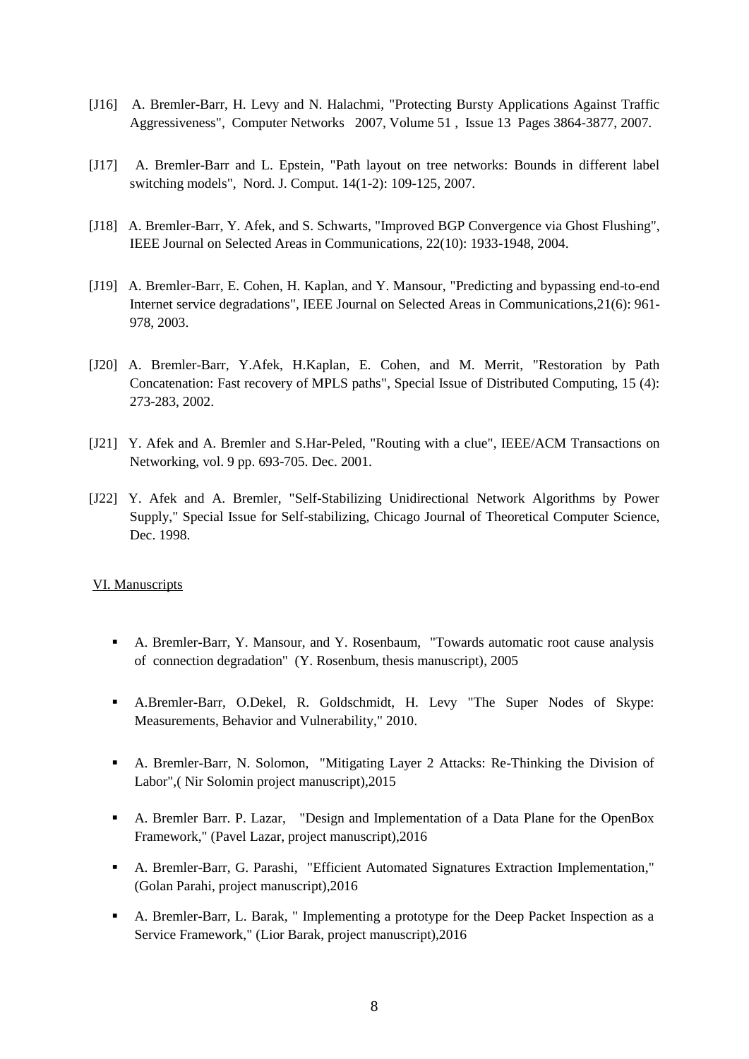[J16] A. Bremler-Barr, H. Levy and N. Halachmi, "Protecting Bursty Applications Against Traffic Aggressiveness", Computer Networks 2007, Volume 51 , Issue 13 Pages 3864-3877, 2007.

[J17] A. Bremler-Barr and L. Epstein, "Path layout on tree networks: Bounds in different label switching models", Nord. J. Comput. 14(1-2): 109-125, 2007.

[J18] A. Bremler-Barr, Y. Afek, and S. Schwarts, "Improved BGP Convergence via Ghost Flushing", IEEE Journal on Selected Areas in Communications, 22(10): 1933-1948, 2004.

[J19] A. Bremler-Barr, E. Cohen, H. Kaplan, and Y. Mansour, "Predicting and bypassing end-to-end Internet service degradations", IEEE Journal on Selected Areas in Communications,21(6): 961-978, 2003.

[J20] A. Bremler-Barr, Y.Afek, H.Kaplan, E. Cohen, and M. Merrit, "Restoration by Path Concatenation: Fast recovery of MPLS paths", Special Issue of Distributed Computing, 15 (4): 273-283, 2002.

[J21] Y. Afek and A. Bremler and S.Har-Peled, "Routing with a clue", IEEE/ACM Transactions on Networking, vol. 9 pp. 693-705. Dec. 2001.

[J22] Y. Afek and A. Bremler, "Self-Stabilizing Unidirectional Network Algorithms by Power Supply," Special Issue for Self-stabilizing, Chicago Journal of Theoretical Computer Science, Dec. 1998.

VI. Manuscripts

- A. Bremler-Barr, Y. Mansour, and Y. Rosenbaum, "Towards automatic root cause analysis of connection degradation" (Y. Rosenbum, thesis manuscript), 2005
- A.Bremler-Barr, O.Dekel, R. Goldschmidt, H. Levy "The Super Nodes of Skype: Measurements, Behavior and Vulnerability," 2010.
- A. Bremler-Barr, N. Solomon, "Mitigating Layer 2 Attacks: Re-Thinking the Division of Labor",( Nir Solomin project manuscript),2015
- A. Bremler Barr. P. Lazar, "Design and Implementation of a Data Plane for the OpenBox Framework," (Pavel Lazar, project manuscript),2016
- A. Bremler-Barr, G. Parashi, "Efficient Automated Signatures Extraction Implementation," (Golan Parahi, project manuscript),2016
- A. Bremler-Barr, L. Barak, " Implementing a prototype for the Deep Packet Inspection as a Service Framework," (Lior Barak, project manuscript),2016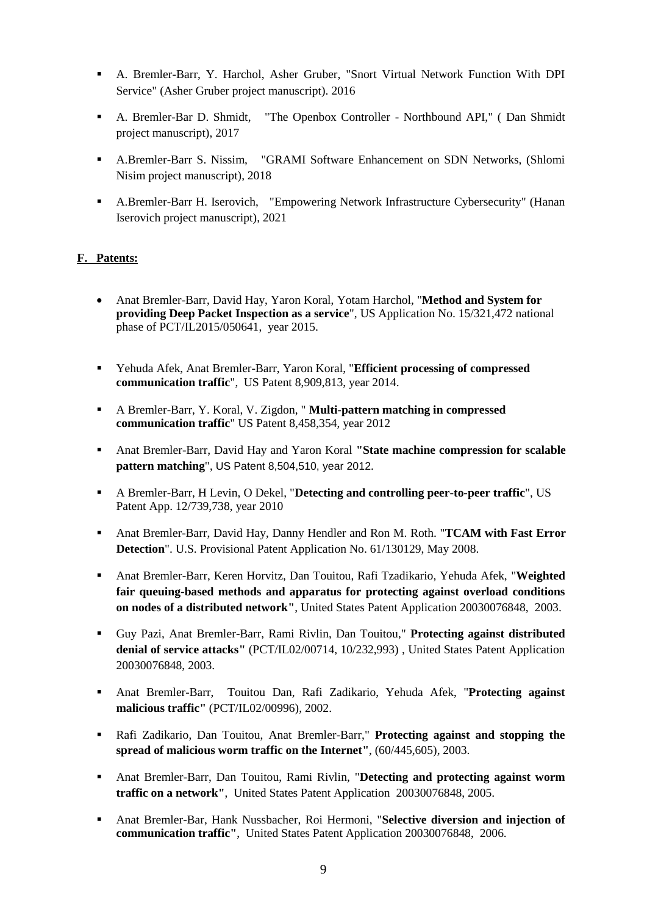- A. Bremler-Barr, Y. Harchol, Asher Gruber, "Snort Virtual Network Function With DPI Service" (Asher Gruber project manuscript). 2016

- A. Bremler-Bar D. Shmidt, "The Openbox Controller - Northbound API," ( Dan Shmidt project manuscript), 2017

- A.Bremler-Barr S. Nissim, "GRAMI Software Enhancement on SDN Networks, (Shlomi Nisim project manuscript), 2018

- A.Bremler-Barr H. Iserovich, "Empowering Network Infrastructure Cybersecurity" (Hanan Iserovich project manuscript), 2021

## F. Patents:

- Anat Bremler-Barr, David Hay, Yaron Koral, Yotam Harchol, "**Method and System for providing Deep Packet Inspection as a service**", US Application No. 15/321,472 national phase of PCT/IL2015/050641, year 2015.

- Yehuda Afek, Anat Bremler-Barr, Yaron Koral, "**Efficient processing of compressed communication traffic**", US Patent 8,909,813, year 2014.

- A Bremler-Barr, Y. Koral, V. Zigdon, " **Multi-pattern matching in compressed communication traffic**" US Patent 8,458,354, year 2012

- Anat Bremler-Barr, David Hay and Yaron Koral **"State machine compression for scalable pattern matching**", US Patent 8,504,510, year 2012.

- A Bremler-Barr, H Levin, O Dekel, "**Detecting and controlling peer-to-peer traffic**", US Patent App. 12/739,738, year 2010

- Anat Bremler-Barr, David Hay, Danny Hendler and Ron M. Roth. "**TCAM with Fast Error Detection**". U.S. Provisional Patent Application No. 61/130129, May 2008.

- Anat Bremler-Barr, Keren Horvitz, Dan Touitou, Rafi Tzadikario, Yehuda Afek, "**Weighted fair queuing-based methods and apparatus for protecting against overload conditions on nodes of a distributed network"**, United States Patent Application 20030076848, 2003.

- Guy Pazi, Anat Bremler-Barr, Rami Rivlin, Dan Touitou," **Protecting against distributed denial of service attacks"** (PCT/IL02/00714, 10/232,993) , United States Patent Application 20030076848, 2003.

- Anat Bremler-Barr, Touitou Dan, Rafi Zadikario, Yehuda Afek, "**Protecting against malicious traffic"** (PCT/IL02/00996), 2002.

- Rafi Zadikario, Dan Touitou, Anat Bremler-Barr," **Protecting against and stopping the spread of malicious worm traffic on the Internet"**, (60/445,605), 2003.

- Anat Bremler-Barr, Dan Touitou, Rami Rivlin, "**Detecting and protecting against worm traffic on a network"**, United States Patent Application 20030076848, 2005.

- Anat Bremler-Bar, Hank Nussbacher, Roi Hermoni, "**Selective diversion and injection of communication traffic"**, United States Patent Application 20030076848, 2006.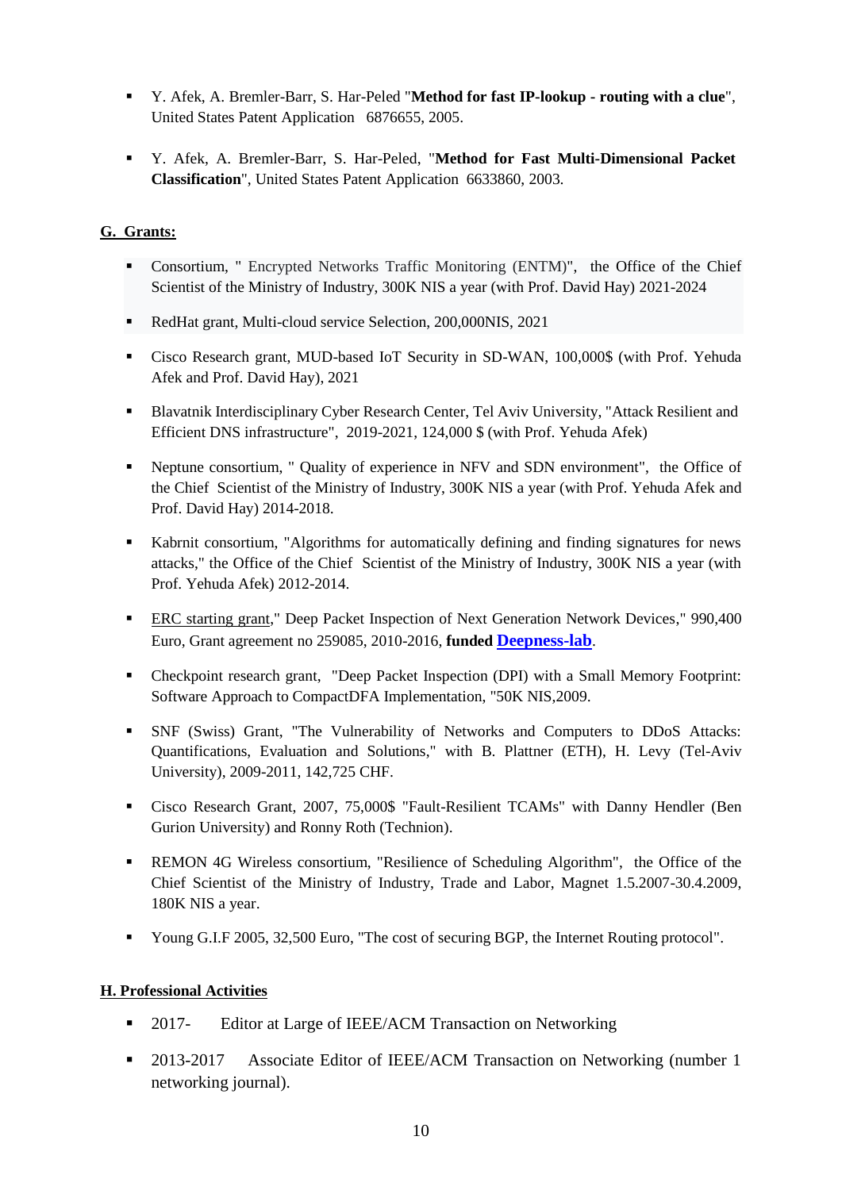- Y. Afek, A. Bremler-Barr, S. Har-Peled "**Method for fast IP-lookup - routing with a clue**", United States Patent Application 6876655, 2005.

- Y. Afek, A. Bremler-Barr, S. Har-Peled, "**Method for Fast Multi-Dimensional Packet Classification**", United States Patent Application 6633860, 2003.

## G. Grants:

- Consortium, " Encrypted Networks Traffic Monitoring (ENTM)", the Office of the Chief Scientist of the Ministry of Industry, 300K NIS a year (with Prof. David Hay) 2021-2024

- RedHat grant, Multi-cloud service Selection, 200,000NIS, 2021

- Cisco Research grant, MUD-based IoT Security in SD-WAN, 100,000$ (with Prof. Yehuda Afek and Prof. David Hay), 2021

- Blavatnik Interdisciplinary Cyber Research Center, Tel Aviv University, "Attack Resilient and Efficient DNS infrastructure", 2019-2021, 124,000 $ (with Prof. Yehuda Afek)

- Neptune consortium, " Quality of experience in NFV and SDN environment", the Office of the Chief Scientist of the Ministry of Industry, 300K NIS a year (with Prof. Yehuda Afek and Prof. David Hay) 2014-2018.

- Kabrnit consortium, "Algorithms for automatically defining and finding signatures for news attacks," the Office of the Chief Scientist of the Ministry of Industry, 300K NIS a year (with Prof. Yehuda Afek) 2012-2014.

- ERC starting grant," Deep Packet Inspection of Next Generation Network Devices," 990,400 Euro, Grant agreement no 259085, 2010-2016, **funded Deepness-lab**.

- Checkpoint research grant, "Deep Packet Inspection (DPI) with a Small Memory Footprint: Software Approach to CompactDFA Implementation, "50K NIS,2009.

- SNF (Swiss) Grant, "The Vulnerability of Networks and Computers to DDoS Attacks: Quantifications, Evaluation and Solutions," with B. Plattner (ETH), H. Levy (Tel-Aviv University), 2009-2011, 142,725 CHF.

- Cisco Research Grant, 2007, 75,000$ "Fault-Resilient TCAMs" with Danny Hendler (Ben Gurion University) and Ronny Roth (Technion).

- REMON 4G Wireless consortium, "Resilience of Scheduling Algorithm", the Office of the Chief Scientist of the Ministry of Industry, Trade and Labor, Magnet 1.5.2007-30.4.2009, 180K NIS a year.

- Young G.I.F 2005, 32,500 Euro, "The cost of securing BGP, the Internet Routing protocol".

## H. Professional Activities

- 2017- Editor at Large of IEEE/ACM Transaction on Networking

- 2013-2017 Associate Editor of IEEE/ACM Transaction on Networking (number 1 networking journal).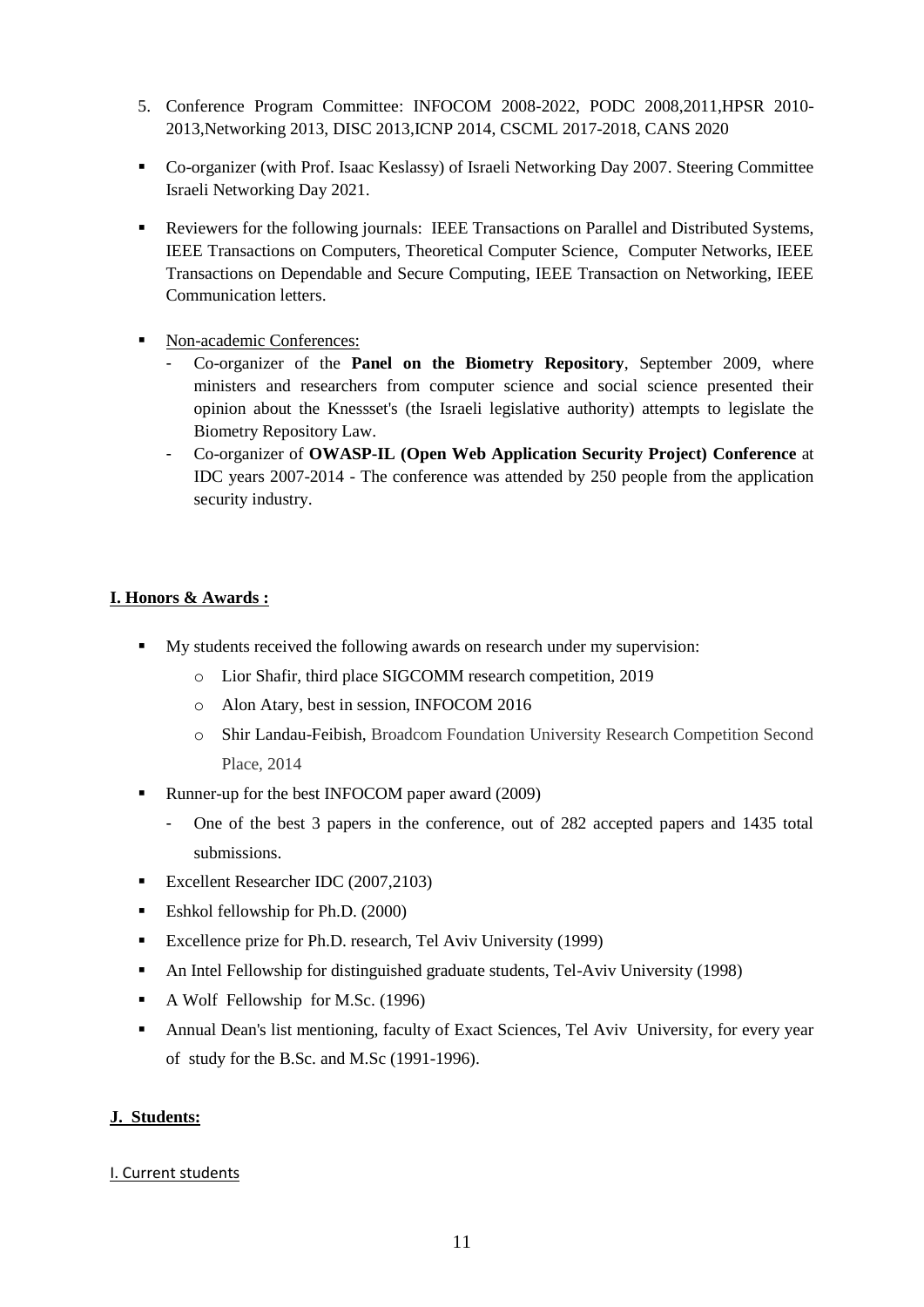5. Conference Program Committee: INFOCOM 2008-2022, PODC 2008,2011,HPSR 2010-2013,Networking 2013, DISC 2013,ICNP 2014, CSCML 2017-2018, CANS 2020

- Co-organizer (with Prof. Isaac Keslassy) of Israeli Networking Day 2007. Steering Committee Israeli Networking Day 2021.
- Reviewers for the following journals: IEEE Transactions on Parallel and Distributed Systems, IEEE Transactions on Computers, Theoretical Computer Science, Computer Networks, IEEE Transactions on Dependable and Secure Computing, IEEE Transaction on Networking, IEEE Communication letters.
- Non-academic Conferences:
  - Co-organizer of the **Panel on the Biometry Repository**, September 2009, where ministers and researchers from computer science and social science presented their opinion about the Knessset's (the Israeli legislative authority) attempts to legislate the Biometry Repository Law.
  - Co-organizer of **OWASP-IL (Open Web Application Security Project) Conference** at IDC years 2007-2014 - The conference was attended by 250 people from the application security industry.

## I. Honors & Awards :

- My students received the following awards on research under my supervision:
  - Lior Shafir, third place SIGCOMM research competition, 2019
  - Alon Atary, best in session, INFOCOM 2016
  - Shir Landau-Feibish, Broadcom Foundation University Research Competition Second Place, 2014
- Runner-up for the best INFOCOM paper award (2009)
  - One of the best 3 papers in the conference, out of 282 accepted papers and 1435 total submissions.
- Excellent Researcher IDC (2007,2103)
- Eshkol fellowship for Ph.D. (2000)
- Excellence prize for Ph.D. research, Tel Aviv University (1999)
- An Intel Fellowship for distinguished graduate students, Tel-Aviv University (1998)
- A Wolf Fellowship for M.Sc. (1996)
- Annual Dean's list mentioning, faculty of Exact Sciences, Tel Aviv University, for every year of study for the B.Sc. and M.Sc (1991-1996).

## J. Students:

### I. Current students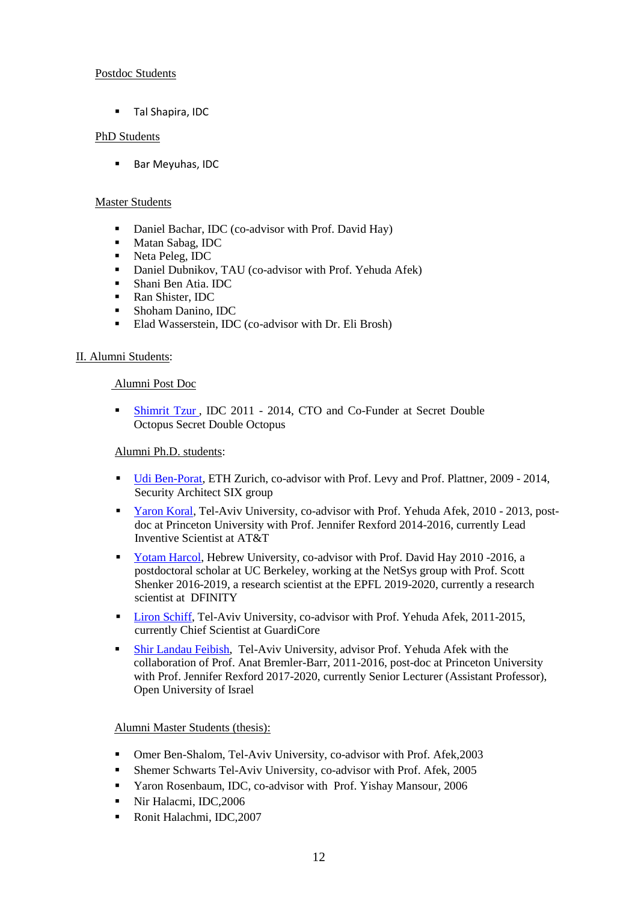Postdoc Students

- Tal Shapira, IDC

PhD Students

- Bar Meyuhas, IDC

Master Students

- Daniel Bachar, IDC (co-advisor with Prof. David Hay)
- Matan Sabag, IDC
- Neta Peleg, IDC
- Daniel Dubnikov, TAU (co-advisor with Prof. Yehuda Afek)
- Shani Ben Atia. IDC
- Ran Shister, IDC
- Shoham Danino, IDC
- Elad Wasserstein, IDC (co-advisor with Dr. Eli Brosh)

## II. Alumni Students:

Alumni Post Doc

- Shimrit Tzur , IDC 2011 - 2014, CTO and Co-Funder at Secret Double Octopus Secret Double Octopus

Alumni Ph.D. students:

- Udi Ben-Porat, ETH Zurich, co-advisor with Prof. Levy and Prof. Plattner, 2009 - 2014, Security Architect SIX group
- Yaron Koral, Tel-Aviv University, co-advisor with Prof. Yehuda Afek, 2010 - 2013, post-doc at Princeton University with Prof. Jennifer Rexford 2014-2016, currently Lead Inventive Scientist at AT&T
- Yotam Harcol, Hebrew University, co-advisor with Prof. David Hay 2010 -2016, a postdoctoral scholar at UC Berkeley, working at the NetSys group with Prof. Scott Shenker 2016-2019, a research scientist at the EPFL 2019-2020, currently a research scientist at DFINITY
- Liron Schiff, Tel-Aviv University, co-advisor with Prof. Yehuda Afek, 2011-2015, currently Chief Scientist at GuardiCore
- Shir Landau Feibish, Tel-Aviv University, advisor Prof. Yehuda Afek with the collaboration of Prof. Anat Bremler-Barr, 2011-2016, post-doc at Princeton University with Prof. Jennifer Rexford 2017-2020, currently Senior Lecturer (Assistant Professor), Open University of Israel

Alumni Master Students (thesis):

- Omer Ben-Shalom, Tel-Aviv University, co-advisor with Prof. Afek,2003
- Shemer Schwarts Tel-Aviv University, co-advisor with Prof. Afek, 2005
- Yaron Rosenbaum, IDC, co-advisor with Prof. Yishay Mansour, 2006
- Nir Halacmi, IDC,2006
- Ronit Halachmi, IDC,2007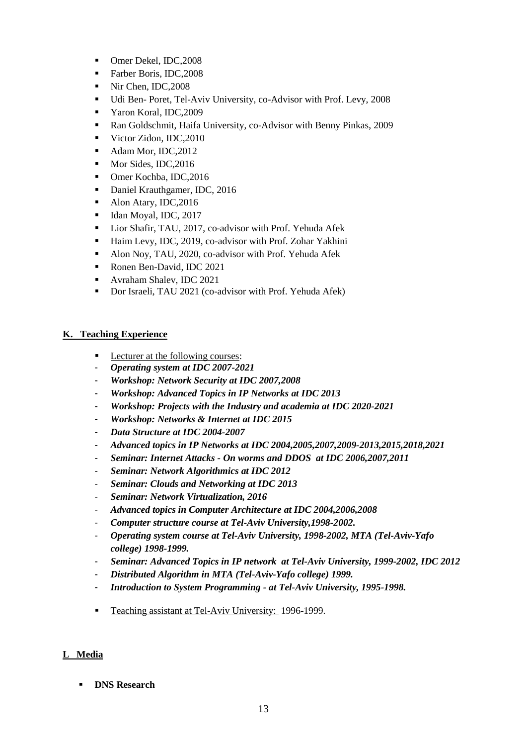- Omer Dekel, IDC,2008
- Farber Boris, IDC,2008
- Nir Chen, IDC,2008
- Udi Ben- Poret, Tel-Aviv University, co-Advisor with Prof. Levy, 2008
- Yaron Koral, IDC,2009
- Ran Goldschmit, Haifa University, co-Advisor with Benny Pinkas, 2009
- Victor Zidon, IDC,2010
- Adam Mor, IDC,2012
- Mor Sides, IDC,2016
- Omer Kochba, IDC,2016
- Daniel Krauthgamer, IDC, 2016
- Alon Atary, IDC,2016
- Idan Moyal, IDC, 2017
- Lior Shafir, TAU, 2017, co-advisor with Prof. Yehuda Afek
- Haim Levy, IDC, 2019, co-advisor with Prof. Zohar Yakhini
- Alon Noy, TAU, 2020, co-advisor with Prof. Yehuda Afek
- Ronen Ben-David, IDC 2021
- Avraham Shalev, IDC 2021
- Dor Israeli, TAU 2021 (co-advisor with Prof. Yehuda Afek)

## K. Teaching Experience

- Lecturer at the following courses:
  - ***Operating system at IDC 2007-2021***
  - ***Workshop: Network Security at IDC 2007,2008***
  - ***Workshop: Advanced Topics in IP Networks at IDC 2013***
  - ***Workshop: Projects with the Industry and academia at IDC 2020-2021***
  - ***Workshop: Networks & Internet at IDC 2015***
  - ***Data Structure at IDC 2004-2007***
  - ***Advanced topics in IP Networks at IDC 2004,2005,2007,2009-2013,2015,2018,2021***
  - ***Seminar: Internet Attacks - On worms and DDOS at IDC 2006,2007,2011***
  - ***Seminar: Network Algorithmics at IDC 2012***
  - ***Seminar: Clouds and Networking at IDC 2013***
  - ***Seminar: Network Virtualization, 2016***
  - ***Advanced topics in Computer Architecture at IDC 2004,2006,2008***
  - ***Computer structure course at Tel-Aviv University,1998-2002.***
  - ***Operating system course at Tel-Aviv University, 1998-2002, MTA (Tel-Aviv-Yafo college) 1998-1999.***
  - ***Seminar: Advanced Topics in IP network at Tel-Aviv University, 1999-2002, IDC 2012***
  - ***Distributed Algorithm in MTA (Tel-Aviv-Yafo college) 1999.***
  - ***Introduction to System Programming - at Tel-Aviv University, 1995-1998.***
- Teaching assistant at Tel-Aviv University: 1996-1999.

## L Media

- **DNS Research**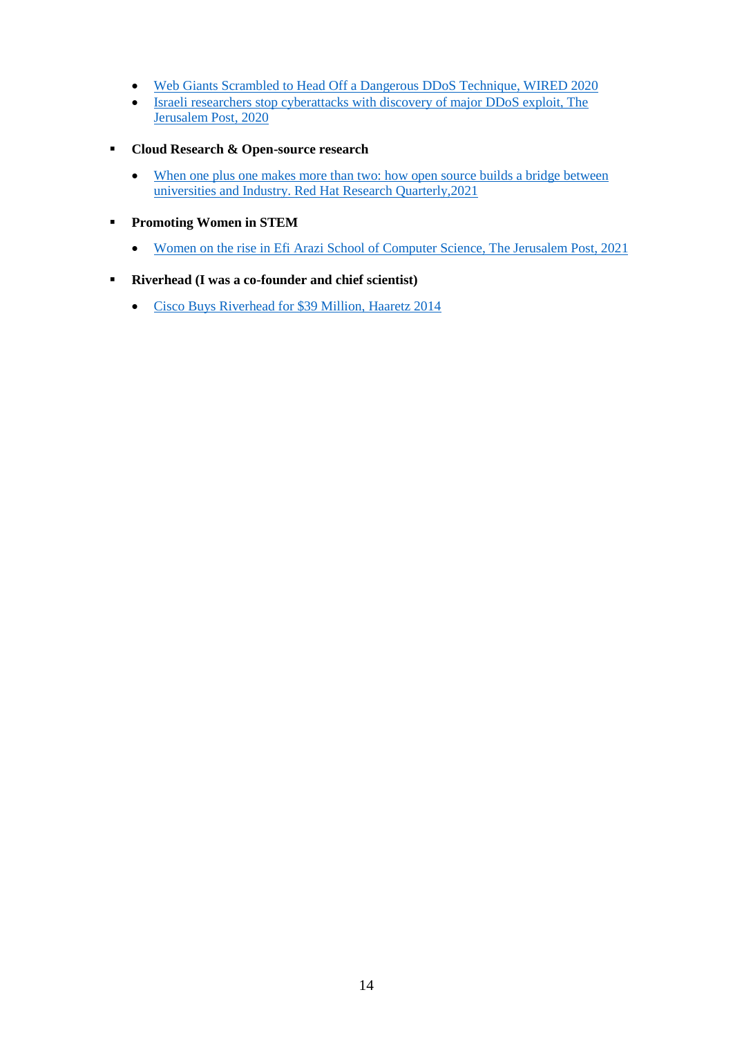- Web Giants Scrambled to Head Off a Dangerous DDoS Technique, WIRED 2020
- Israeli researchers stop cyberattacks with discovery of major DDoS exploit, The Jerusalem Post, 2020

- **Cloud Research & Open-source research**
  - When one plus one makes more than two: how open source builds a bridge between universities and Industry. Red Hat Research Quarterly,2021

- **Promoting Women in STEM**
  - Women on the rise in Efi Arazi School of Computer Science, The Jerusalem Post, 2021

- **Riverhead (I was a co-founder and chief scientist)**
  - Cisco Buys Riverhead for $39 Million, Haaretz 2014